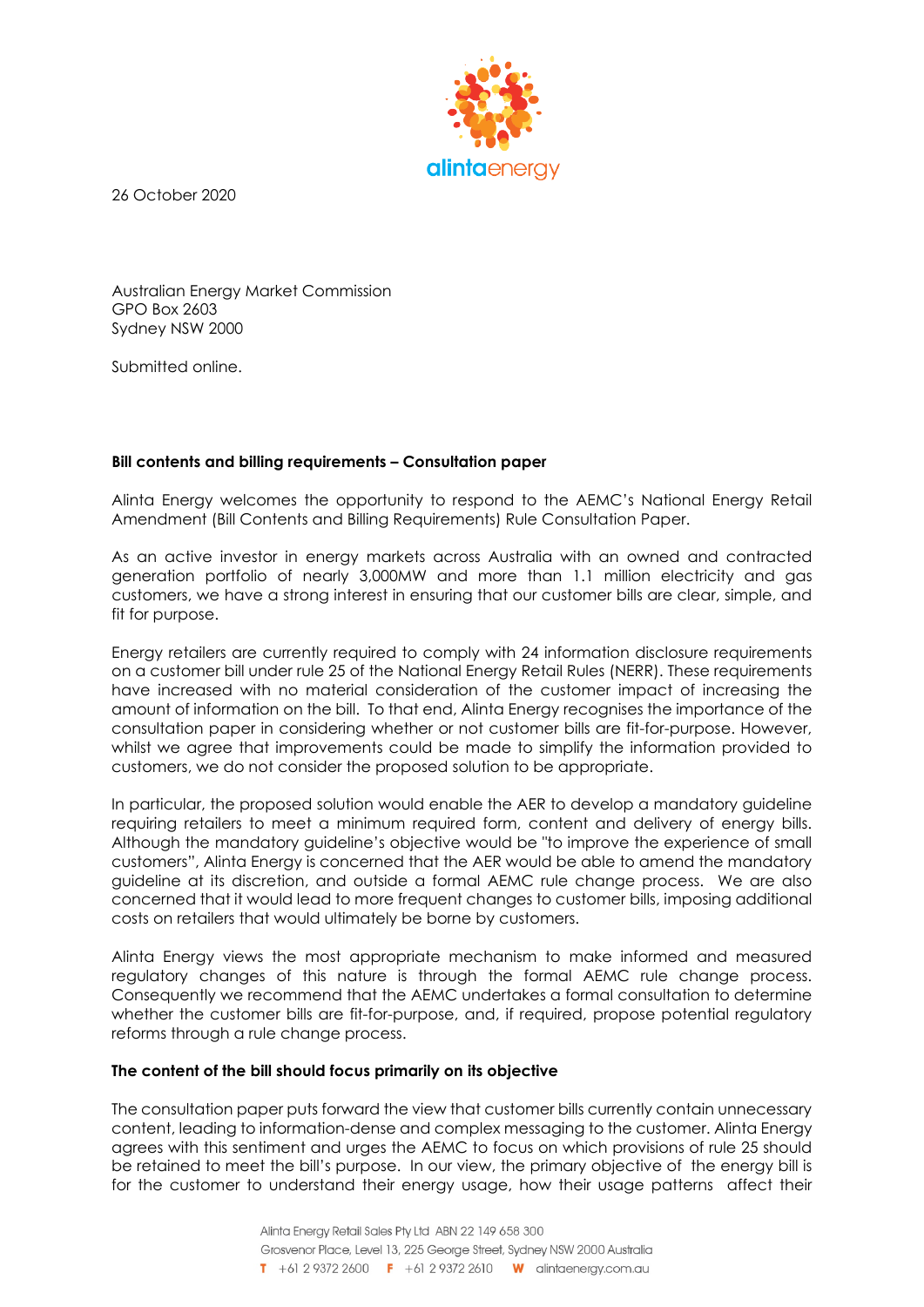26 October 2020

Australian Energy Market Commission
GPO Box 2603
Sydney NSW 2000

Submitted online.

**Bill contents and billing requirements – Consultation paper**

Alinta Energy welcomes the opportunity to respond to the AEMC's National Energy Retail Amendment (Bill Contents and Billing Requirements) Rule Consultation Paper.

As an active investor in energy markets across Australia with an owned and contracted generation portfolio of nearly 3,000MW and more than 1.1 million electricity and gas customers, we have a strong interest in ensuring that our customer bills are clear, simple, and fit for purpose.

Energy retailers are currently required to comply with 24 information disclosure requirements on a customer bill under rule 25 of the National Energy Retail Rules (NERR). These requirements have increased with no material consideration of the customer impact of increasing the amount of information on the bill. To that end, Alinta Energy recognises the importance of the consultation paper in considering whether or not customer bills are fit-for-purpose. However, whilst we agree that improvements could be made to simplify the information provided to customers, we do not consider the proposed solution to be appropriate.

In particular, the proposed solution would enable the AER to develop a mandatory guideline requiring retailers to meet a minimum required form, content and delivery of energy bills. Although the mandatory guideline's objective would be "to improve the experience of small customers", Alinta Energy is concerned that the AER would be able to amend the mandatory guideline at its discretion, and outside a formal AEMC rule change process. We are also concerned that it would lead to more frequent changes to customer bills, imposing additional costs on retailers that would ultimately be borne by customers.

Alinta Energy views the most appropriate mechanism to make informed and measured regulatory changes of this nature is through the formal AEMC rule change process. Consequently we recommend that the AEMC undertakes a formal consultation to determine whether the customer bills are fit-for-purpose, and, if required, propose potential regulatory reforms through a rule change process.

**The content of the bill should focus primarily on its objective**

The consultation paper puts forward the view that customer bills currently contain unnecessary content, leading to information-dense and complex messaging to the customer. Alinta Energy agrees with this sentiment and urges the AEMC to focus on which provisions of rule 25 should be retained to meet the bill's purpose. In our view, the primary objective of the energy bill is for the customer to understand their energy usage, how their usage patterns affect their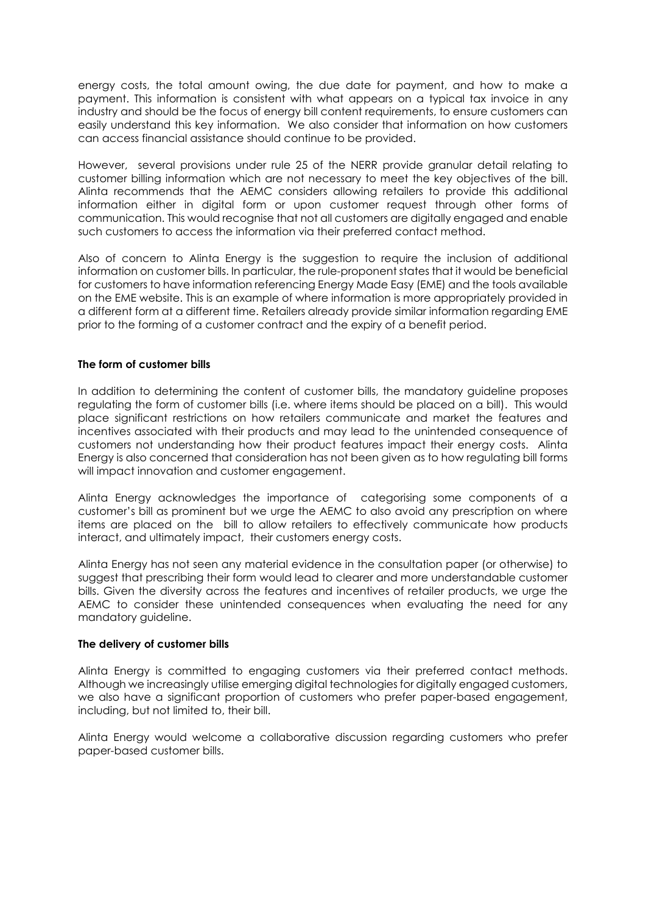energy costs, the total amount owing, the due date for payment, and how to make a payment. This information is consistent with what appears on a typical tax invoice in any industry and should be the focus of energy bill content requirements, to ensure customers can easily understand this key information. We also consider that information on how customers can access financial assistance should continue to be provided.

However, several provisions under rule 25 of the NERR provide granular detail relating to customer billing information which are not necessary to meet the key objectives of the bill. Alinta recommends that the AEMC considers allowing retailers to provide this additional information either in digital form or upon customer request through other forms of communication. This would recognise that not all customers are digitally engaged and enable such customers to access the information via their preferred contact method.

Also of concern to Alinta Energy is the suggestion to require the inclusion of additional information on customer bills. In particular, the rule-proponent states that it would be beneficial for customers to have information referencing Energy Made Easy (EME) and the tools available on the EME website. This is an example of where information is more appropriately provided in a different form at a different time. Retailers already provide similar information regarding EME prior to the forming of a customer contract and the expiry of a benefit period.

**The form of customer bills**

In addition to determining the content of customer bills, the mandatory guideline proposes regulating the form of customer bills (i.e. where items should be placed on a bill). This would place significant restrictions on how retailers communicate and market the features and incentives associated with their products and may lead to the unintended consequence of customers not understanding how their product features impact their energy costs. Alinta Energy is also concerned that consideration has not been given as to how regulating bill forms will impact innovation and customer engagement.

Alinta Energy acknowledges the importance of categorising some components of a customer's bill as prominent but we urge the AEMC to also avoid any prescription on where items are placed on the bill to allow retailers to effectively communicate how products interact, and ultimately impact, their customers energy costs.

Alinta Energy has not seen any material evidence in the consultation paper (or otherwise) to suggest that prescribing their form would lead to clearer and more understandable customer bills. Given the diversity across the features and incentives of retailer products, we urge the AEMC to consider these unintended consequences when evaluating the need for any mandatory guideline.

**The delivery of customer bills**

Alinta Energy is committed to engaging customers via their preferred contact methods. Although we increasingly utilise emerging digital technologies for digitally engaged customers, we also have a significant proportion of customers who prefer paper-based engagement, including, but not limited to, their bill.

Alinta Energy would welcome a collaborative discussion regarding customers who prefer paper-based customer bills.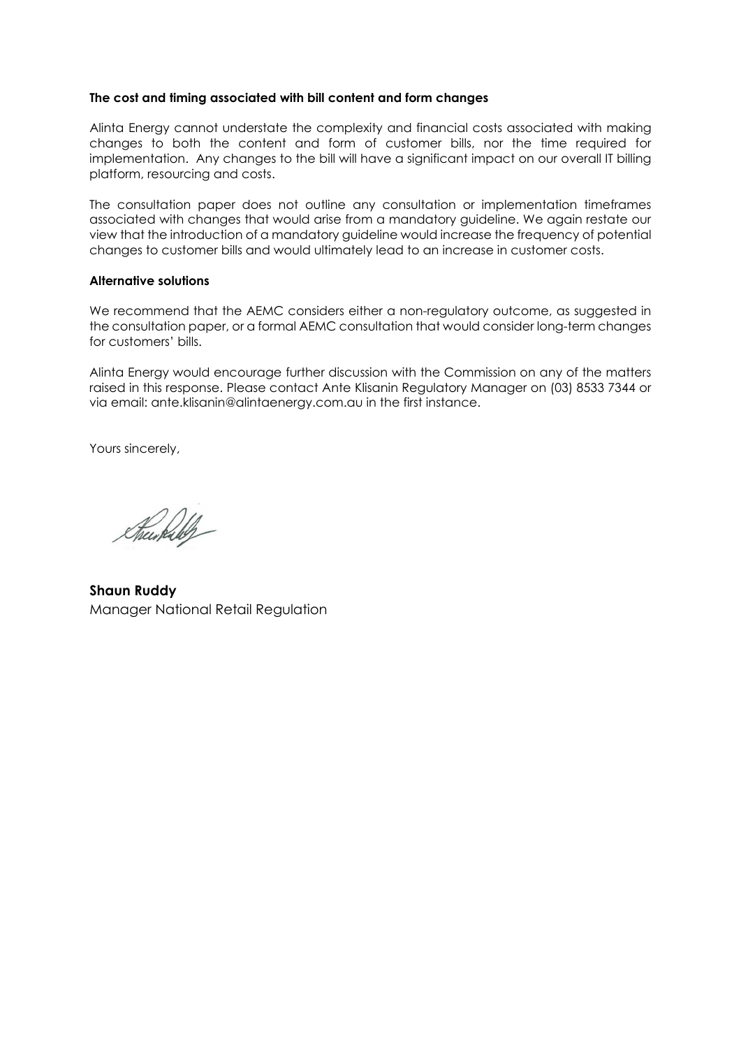**The cost and timing associated with bill content and form changes**

Alinta Energy cannot understate the complexity and financial costs associated with making changes to both the content and form of customer bills, nor the time required for implementation. Any changes to the bill will have a significant impact on our overall IT billing platform, resourcing and costs.

The consultation paper does not outline any consultation or implementation timeframes associated with changes that would arise from a mandatory guideline. We again restate our view that the introduction of a mandatory guideline would increase the frequency of potential changes to customer bills and would ultimately lead to an increase in customer costs.

**Alternative solutions**

We recommend that the AEMC considers either a non-regulatory outcome, as suggested in the consultation paper, or a formal AEMC consultation that would consider long-term changes for customers' bills.

Alinta Energy would encourage further discussion with the Commission on any of the matters raised in this response. Please contact Ante Klisanin Regulatory Manager on (03) 8533 7344 or via email: ante.klisanin@alintaenergy.com.au in the first instance.

Yours sincerely,

**Shaun Ruddy**
Manager National Retail Regulation